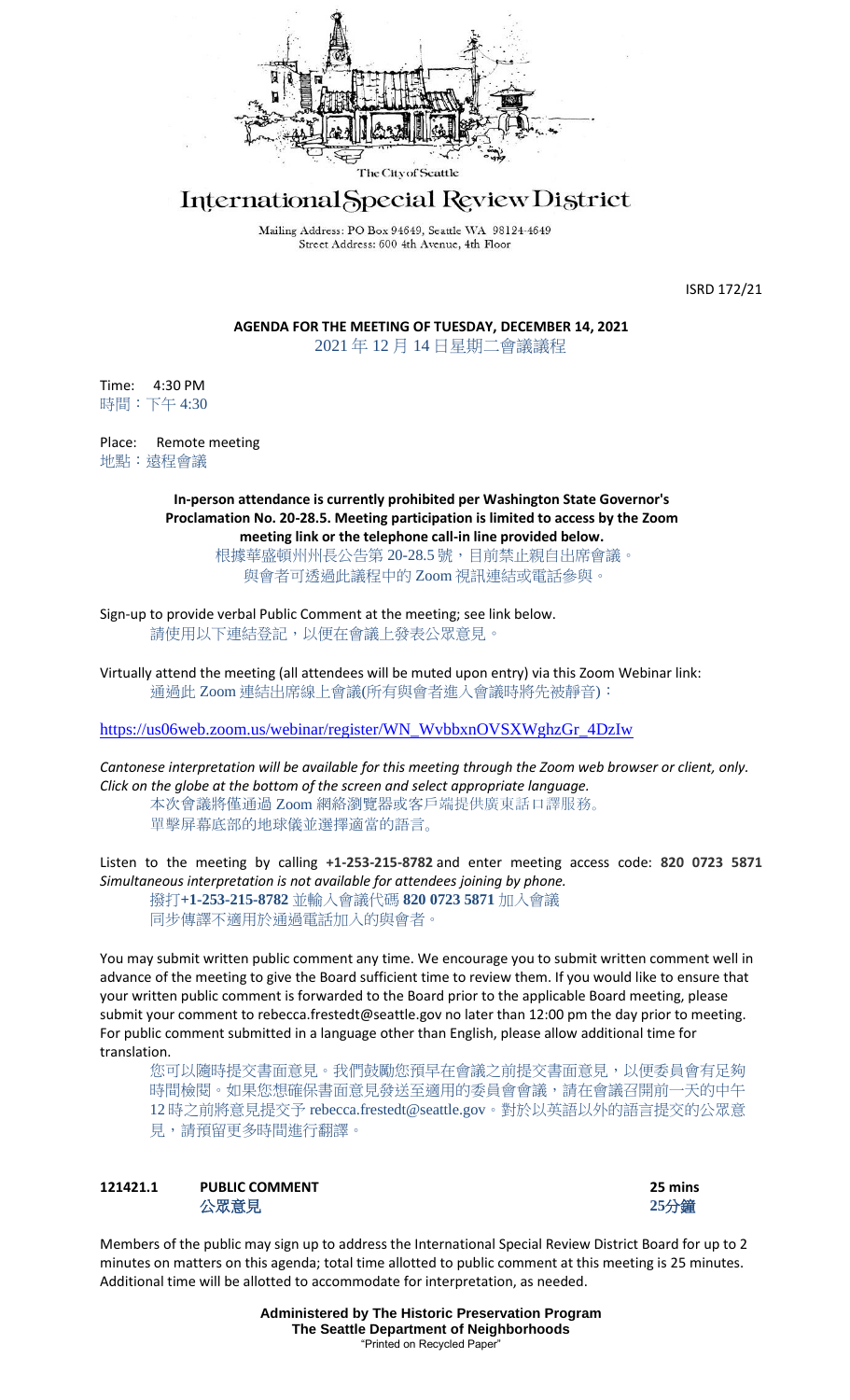The City of Seattle

# International Special Review District

Mailing Address: PO Box 94649, Seattle WA 98124-4649
Street Address: 600 4th Avenue, 4th Floor

ISRD 172/21

**AGENDA FOR THE MEETING OF TUESDAY, DECEMBER 14, 2021**
2021 年 12 月 14 日星期二會議議程

Time: 4:30 PM
時間：下午 4:30

Place: Remote meeting
地點：遠程會議

**In-person attendance is currently prohibited per Washington State Governor's Proclamation No. 20-28.5. Meeting participation is limited to access by the Zoom meeting link or the telephone call-in line provided below.**
根據華盛頓州州長公告第 20-28.5 號，目前禁止親自出席會議。
與會者可透過此議程中的 Zoom 視訊連結或電話參與。

Sign-up to provide verbal Public Comment at the meeting; see link below.
請使用以下連結登記，以便在會議上發表公眾意見。

Virtually attend the meeting (all attendees will be muted upon entry) via this Zoom Webinar link:
通過此 Zoom 連結出席線上會議(所有與會者進入會議時將先被靜音)：

https://us06web.zoom.us/webinar/register/WN_WvbbxnOVSXWghzGr_4DzIw

*Cantonese interpretation will be available for this meeting through the Zoom web browser or client, only. Click on the globe at the bottom of the screen and select appropriate language.*
本次會議將僅通過 Zoom 網絡瀏覽器或客戶端提供廣東話口譯服務。
單擊屏幕底部的地球儀並選擇適當的語言。

Listen to the meeting by calling **+1-253-215-8782** and enter meeting access code: **820 0723 5871**
*Simultaneous interpretation is not available for attendees joining by phone.*
撥打**+1-253-215-8782** 並輸入會議代碼 **820 0723 5871** 加入會議
同步傳譯不適用於通過電話加入的與會者。

You may submit written public comment any time. We encourage you to submit written comment well in advance of the meeting to give the Board sufficient time to review them. If you would like to ensure that your written public comment is forwarded to the Board prior to the applicable Board meeting, please submit your comment to rebecca.frestedt@seattle.gov no later than 12:00 pm the day prior to meeting. For public comment submitted in a language other than English, please allow additional time for translation.

您可以隨時提交書面意見。我們鼓勵您預早在會議之前提交書面意見，以便委員會有足夠時間檢閱。如果您想確保書面意見發送至適用的委員會會議，請在會議召開前一天的中午 12 時之前將意見提交予 rebecca.frestedt@seattle.gov。對於以英語以外的語言提交的公眾意見，請預留更多時間進行翻譯。

**121421.1 PUBLIC COMMENT 25 mins**
**公眾意見 25分鐘**

Members of the public may sign up to address the International Special Review District Board for up to 2 minutes on matters on this agenda; total time allotted to public comment at this meeting is 25 minutes. Additional time will be allotted to accommodate for interpretation, as needed.

**Administered by The Historic Preservation Program**
**The Seattle Department of Neighborhoods**
"Printed on Recycled Paper"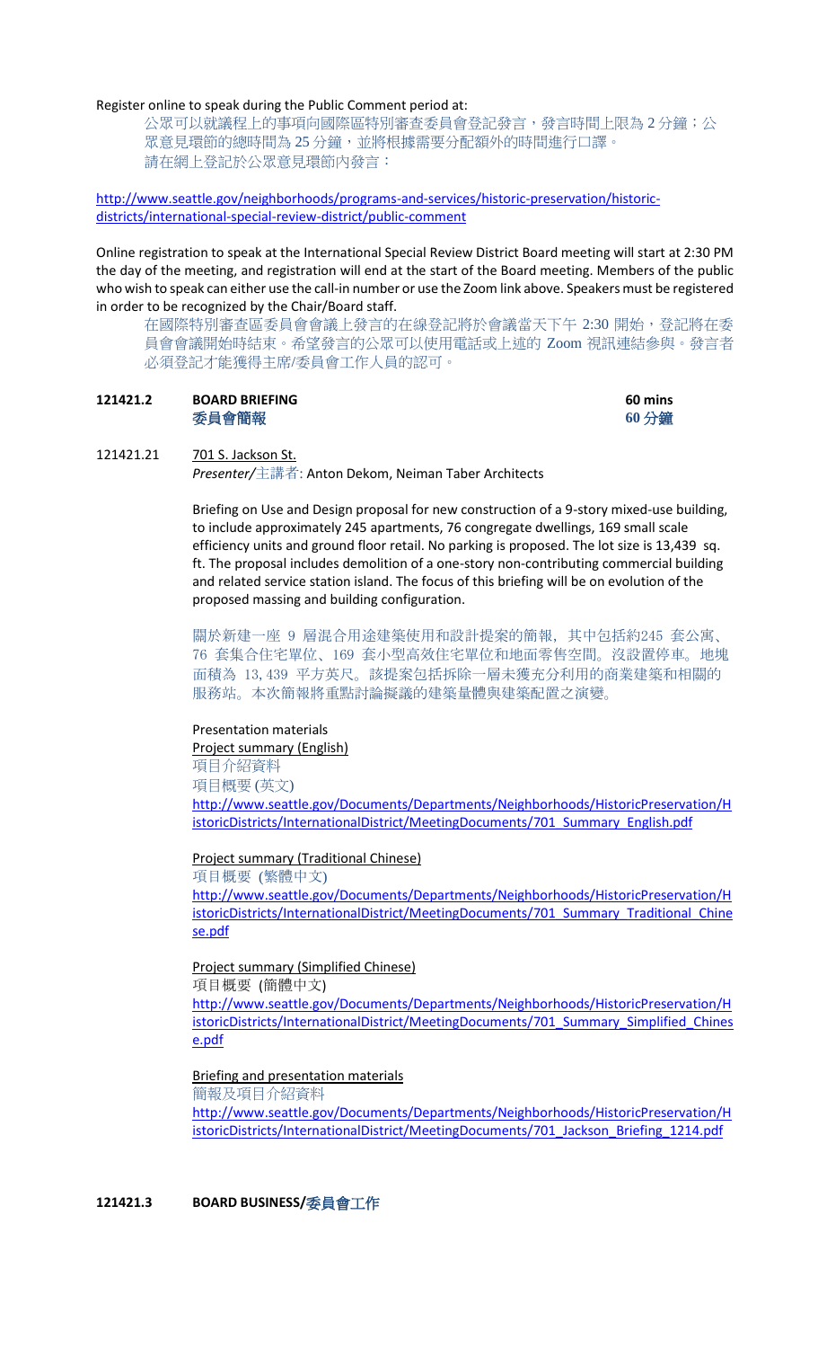Register online to speak during the Public Comment period at:

公眾可以就議程上的事項向國際區特別審查委員會登記發言，發言時間上限為 2 分鐘；公眾意見環節的總時間為 25 分鐘，並將根據需要分配額外的時間進行口譯。
請在網上登記於公眾意見環節內發言：

[http://www.seattle.gov/neighborhoods/programs-and-services/historic-preservation/historic-districts/international-special-review-district/public-comment](http://www.seattle.gov/neighborhoods/programs-and-services/historic-preservation/historic-districts/international-special-review-district/public-comment)

Online registration to speak at the International Special Review District Board meeting will start at 2:30 PM the day of the meeting, and registration will end at the start of the Board meeting. Members of the public who wish to speak can either use the call-in number or use the Zoom link above. Speakers must be registered in order to be recognized by the Chair/Board staff.

在國際特別審查區委員會會議上發言的在線登記將於會議當天下午 2:30 開始，登記將在委員會會議開始時結束。希望發言的公眾可以使用電話或上述的 Zoom 視訊連結參與。發言者必須登記才能獲得主席/委員會工作人員的認可。

**121421.2 BOARD BRIEFING / 委員會簡報 — 60 mins / 60 分鐘**

121421.21 701 S. Jackson St.

*Presenter/*主講者: Anton Dekom, Neiman Taber Architects

Briefing on Use and Design proposal for new construction of a 9-story mixed-use building, to include approximately 245 apartments, 76 congregate dwellings, 169 small scale efficiency units and ground floor retail. No parking is proposed. The lot size is 13,439 sq. ft. The proposal includes demolition of a one-story non-contributing commercial building and related service station island. The focus of this briefing will be on evolution of the proposed massing and building configuration.

關於新建一座 9 層混合用途建築使用和設計提案的簡報，其中包括約245 套公寓、76 套集合住宅單位、169 套小型高效住宅單位和地面零售空間。沒設置停車。地塊面積為 13,439 平方英尺。該提案包括拆除一層未獲充分利用的商業建築和相關的服務站。本次簡報將重點討論擬議的建築量體與建築配置之演變。

Presentation materials

Project summary (English)

項目介紹資料

項目概要 (英文)

[http://www.seattle.gov/Documents/Departments/Neighborhoods/HistoricPreservation/HistoricDistricts/InternationalDistrict/MeetingDocuments/701_Summary_English.pdf](http://www.seattle.gov/Documents/Departments/Neighborhoods/HistoricPreservation/HistoricDistricts/InternationalDistrict/MeetingDocuments/701_Summary_English.pdf)

Project summary (Traditional Chinese)

項目概要 (繁體中文)

[http://www.seattle.gov/Documents/Departments/Neighborhoods/HistoricPreservation/HistoricDistricts/InternationalDistrict/MeetingDocuments/701_Summary_Traditional_Chinese.pdf](http://www.seattle.gov/Documents/Departments/Neighborhoods/HistoricPreservation/HistoricDistricts/InternationalDistrict/MeetingDocuments/701_Summary_Traditional_Chinese.pdf)

Project summary (Simplified Chinese)

項目概要 (簡體中文)

[http://www.seattle.gov/Documents/Departments/Neighborhoods/HistoricPreservation/HistoricDistricts/InternationalDistrict/MeetingDocuments/701_Summary_Simplified_Chinese.pdf](http://www.seattle.gov/Documents/Departments/Neighborhoods/HistoricPreservation/HistoricDistricts/InternationalDistrict/MeetingDocuments/701_Summary_Simplified_Chinese.pdf)

Briefing and presentation materials

簡報及項目介紹資料

[http://www.seattle.gov/Documents/Departments/Neighborhoods/HistoricPreservation/HistoricDistricts/InternationalDistrict/MeetingDocuments/701_Jackson_Briefing_1214.pdf](http://www.seattle.gov/Documents/Departments/Neighborhoods/HistoricPreservation/HistoricDistricts/InternationalDistrict/MeetingDocuments/701_Jackson_Briefing_1214.pdf)

**121421.3 BOARD BUSINESS/委員會工作**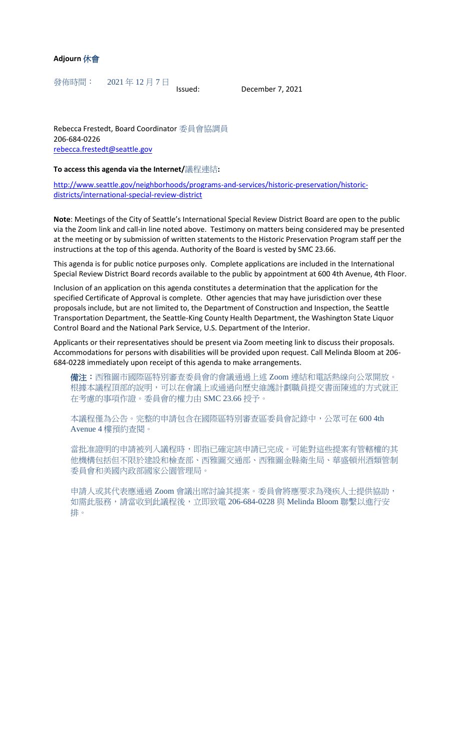**Adjourn 休會**

發佈時間： 2021 年 12 月 7 日 Issued: December 7, 2021

Rebecca Frestedt, Board Coordinator 委員會協調員
206-684-0226
rebecca.frestedt@seattle.gov

**To access this agenda via the Internet/**議程連結**:**

http://www.seattle.gov/neighborhoods/programs-and-services/historic-preservation/historic-districts/international-special-review-district

**Note**: Meetings of the City of Seattle's International Special Review District Board are open to the public via the Zoom link and call-in line noted above. Testimony on matters being considered may be presented at the meeting or by submission of written statements to the Historic Preservation Program staff per the instructions at the top of this agenda. Authority of the Board is vested by SMC 23.66.

This agenda is for public notice purposes only. Complete applications are included in the International Special Review District Board records available to the public by appointment at 600 4th Avenue, 4th Floor.

Inclusion of an application on this agenda constitutes a determination that the application for the specified Certificate of Approval is complete. Other agencies that may have jurisdiction over these proposals include, but are not limited to, the Department of Construction and Inspection, the Seattle Transportation Department, the Seattle-King County Health Department, the Washington State Liquor Control Board and the National Park Service, U.S. Department of the Interior.

Applicants or their representatives should be present via Zoom meeting link to discuss their proposals. Accommodations for persons with disabilities will be provided upon request. Call Melinda Bloom at 206-684-0228 immediately upon receipt of this agenda to make arrangements.

**備注：**西雅圖市國際區特別審查委員會的會議通過上述 Zoom 連結和電話熱線向公眾開放。根據本議程頂部的說明，可以在會議上或通過向歷史維護計劃職員提交書面陳述的方式就正在考慮的事項作證。委員會的權力由 SMC 23.66 授予。

本議程僅為公告。完整的申請包含在國際區特別審查區委員會記錄中，公眾可在 600 4th Avenue 4 樓預約查閱。

當批准證明的申請被列入議程時，即指已確定該申請已完成。可能對這些提案有管轄權的其他機構包括但不限於建設和檢查部、西雅圖交通部、西雅圖金縣衛生局、華盛頓州酒類管制委員會和美國內政部國家公園管理局。

申請人或其代表應通過 Zoom 會議出席討論其提案。委員會將應要求為殘疾人士提供協助，如需此服務，請當收到此議程後，立即致電 206-684-0228 與 Melinda Bloom 聯繫以進行安排。